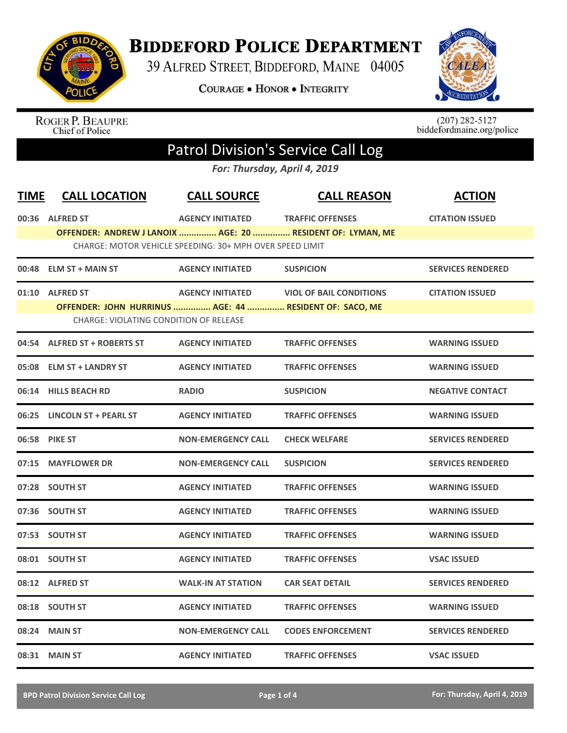# Biddeford Police Department

39 Alfred Street, Biddeford, Maine 04005

Courage • Honor • Integrity

Roger P. Beaupre
Chief of Police

(207) 282-5127
biddefordmaine.org/police

## Patrol Division's Service Call Log

*For: Thursday, April 4, 2019*

| TIME | CALL LOCATION | CALL SOURCE | CALL REASON | ACTION |
|---|---|---|---|---|
| 00:36 | ALFRED ST | AGENCY INITIATED | TRAFFIC OFFENSES | CITATION ISSUED |
| | OFFENDER: ANDREW J LANOIX ............... AGE: 20 ............... RESIDENT OF: LYMAN, ME | | | |
| | CHARGE: MOTOR VEHICLE SPEEDING: 30+ MPH OVER SPEED LIMIT | | | |
| 00:48 | ELM ST + MAIN ST | AGENCY INITIATED | SUSPICION | SERVICES RENDERED |
| 01:10 | ALFRED ST | AGENCY INITIATED | VIOL OF BAIL CONDITIONS | CITATION ISSUED |
| | OFFENDER: JOHN HURRINUS ............... AGE: 44 ............... RESIDENT OF: SACO, ME | | | |
| | CHARGE: VIOLATING CONDITION OF RELEASE | | | |
| 04:54 | ALFRED ST + ROBERTS ST | AGENCY INITIATED | TRAFFIC OFFENSES | WARNING ISSUED |
| 05:08 | ELM ST + LANDRY ST | AGENCY INITIATED | TRAFFIC OFFENSES | WARNING ISSUED |
| 06:14 | HILLS BEACH RD | RADIO | SUSPICION | NEGATIVE CONTACT |
| 06:25 | LINCOLN ST + PEARL ST | AGENCY INITIATED | TRAFFIC OFFENSES | WARNING ISSUED |
| 06:58 | PIKE ST | NON-EMERGENCY CALL | CHECK WELFARE | SERVICES RENDERED |
| 07:15 | MAYFLOWER DR | NON-EMERGENCY CALL | SUSPICION | SERVICES RENDERED |
| 07:28 | SOUTH ST | AGENCY INITIATED | TRAFFIC OFFENSES | WARNING ISSUED |
| 07:36 | SOUTH ST | AGENCY INITIATED | TRAFFIC OFFENSES | WARNING ISSUED |
| 07:53 | SOUTH ST | AGENCY INITIATED | TRAFFIC OFFENSES | WARNING ISSUED |
| 08:01 | SOUTH ST | AGENCY INITIATED | TRAFFIC OFFENSES | VSAC ISSUED |
| 08:12 | ALFRED ST | WALK-IN AT STATION | CAR SEAT DETAIL | SERVICES RENDERED |
| 08:18 | SOUTH ST | AGENCY INITIATED | TRAFFIC OFFENSES | WARNING ISSUED |
| 08:24 | MAIN ST | NON-EMERGENCY CALL | CODES ENFORCEMENT | SERVICES RENDERED |
| 08:31 | MAIN ST | AGENCY INITIATED | TRAFFIC OFFENSES | VSAC ISSUED |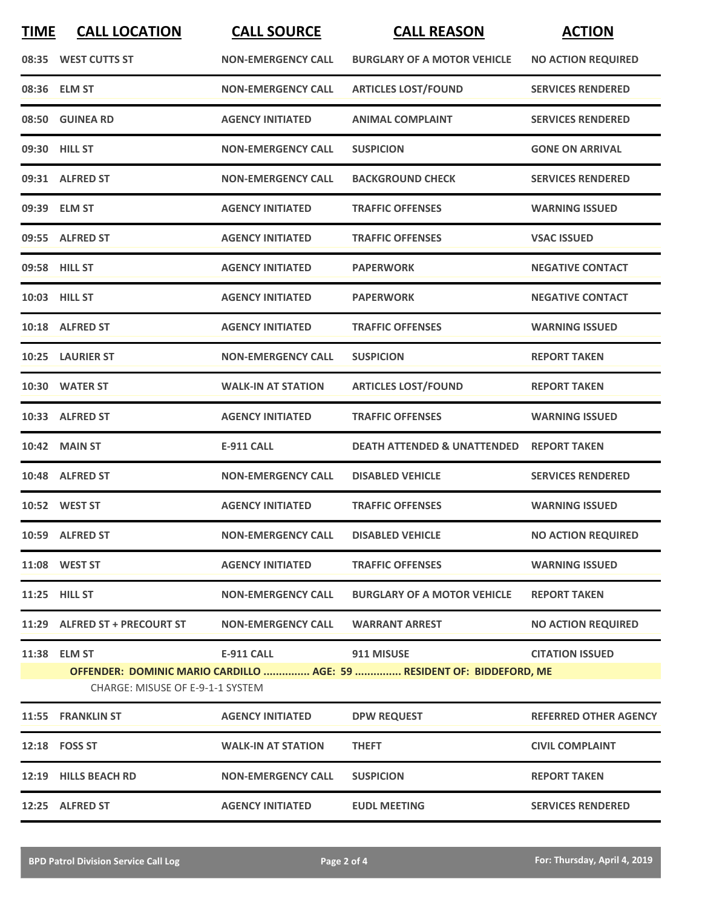| TIME | CALL LOCATION | CALL SOURCE | CALL REASON | ACTION |
|---|---|---|---|---|
| 08:35 | WEST CUTTS ST | NON-EMERGENCY CALL | BURGLARY OF A MOTOR VEHICLE | NO ACTION REQUIRED |
| 08:36 | ELM ST | NON-EMERGENCY CALL | ARTICLES LOST/FOUND | SERVICES RENDERED |
| 08:50 | GUINEA RD | AGENCY INITIATED | ANIMAL COMPLAINT | SERVICES RENDERED |
| 09:30 | HILL ST | NON-EMERGENCY CALL | SUSPICION | GONE ON ARRIVAL |
| 09:31 | ALFRED ST | NON-EMERGENCY CALL | BACKGROUND CHECK | SERVICES RENDERED |
| 09:39 | ELM ST | AGENCY INITIATED | TRAFFIC OFFENSES | WARNING ISSUED |
| 09:55 | ALFRED ST | AGENCY INITIATED | TRAFFIC OFFENSES | VSAC ISSUED |
| 09:58 | HILL ST | AGENCY INITIATED | PAPERWORK | NEGATIVE CONTACT |
| 10:03 | HILL ST | AGENCY INITIATED | PAPERWORK | NEGATIVE CONTACT |
| 10:18 | ALFRED ST | AGENCY INITIATED | TRAFFIC OFFENSES | WARNING ISSUED |
| 10:25 | LAURIER ST | NON-EMERGENCY CALL | SUSPICION | REPORT TAKEN |
| 10:30 | WATER ST | WALK-IN AT STATION | ARTICLES LOST/FOUND | REPORT TAKEN |
| 10:33 | ALFRED ST | AGENCY INITIATED | TRAFFIC OFFENSES | WARNING ISSUED |
| 10:42 | MAIN ST | E-911 CALL | DEATH ATTENDED & UNATTENDED | REPORT TAKEN |
| 10:48 | ALFRED ST | NON-EMERGENCY CALL | DISABLED VEHICLE | SERVICES RENDERED |
| 10:52 | WEST ST | AGENCY INITIATED | TRAFFIC OFFENSES | WARNING ISSUED |
| 10:59 | ALFRED ST | NON-EMERGENCY CALL | DISABLED VEHICLE | NO ACTION REQUIRED |
| 11:08 | WEST ST | AGENCY INITIATED | TRAFFIC OFFENSES | WARNING ISSUED |
| 11:25 | HILL ST | NON-EMERGENCY CALL | BURGLARY OF A MOTOR VEHICLE | REPORT TAKEN |
| 11:29 | ALFRED ST + PRECOURT ST | NON-EMERGENCY CALL | WARRANT ARREST | NO ACTION REQUIRED |
| 11:38 | ELM ST | E-911 CALL | 911 MISUSE | CITATION ISSUED |
| | **OFFENDER: DOMINIC MARIO CARDILLO ............... AGE: 59 ............... RESIDENT OF: BIDDEFORD, ME** | | | |
| | CHARGE: MISUSE OF E-9-1-1 SYSTEM | | | |
| 11:55 | FRANKLIN ST | AGENCY INITIATED | DPW REQUEST | REFERRED OTHER AGENCY |
| 12:18 | FOSS ST | WALK-IN AT STATION | THEFT | CIVIL COMPLAINT |
| 12:19 | HILLS BEACH RD | NON-EMERGENCY CALL | SUSPICION | REPORT TAKEN |
| 12:25 | ALFRED ST | AGENCY INITIATED | EUDL MEETING | SERVICES RENDERED |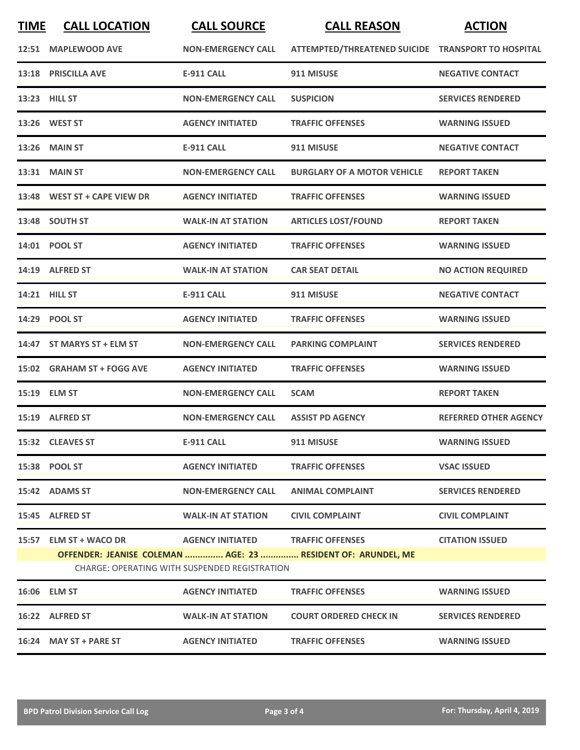| TIME | CALL LOCATION | CALL SOURCE | CALL REASON | ACTION |
|---|---|---|---|---|
| 12:51 | MAPLEWOOD AVE | NON-EMERGENCY CALL | ATTEMPTED/THREATENED SUICIDE | TRANSPORT TO HOSPITAL |
| 13:18 | PRISCILLA AVE | E-911 CALL | 911 MISUSE | NEGATIVE CONTACT |
| 13:23 | HILL ST | NON-EMERGENCY CALL | SUSPICION | SERVICES RENDERED |
| 13:26 | WEST ST | AGENCY INITIATED | TRAFFIC OFFENSES | WARNING ISSUED |
| 13:26 | MAIN ST | E-911 CALL | 911 MISUSE | NEGATIVE CONTACT |
| 13:31 | MAIN ST | NON-EMERGENCY CALL | BURGLARY OF A MOTOR VEHICLE | REPORT TAKEN |
| 13:48 | WEST ST + CAPE VIEW DR | AGENCY INITIATED | TRAFFIC OFFENSES | WARNING ISSUED |
| 13:48 | SOUTH ST | WALK-IN AT STATION | ARTICLES LOST/FOUND | REPORT TAKEN |
| 14:01 | POOL ST | AGENCY INITIATED | TRAFFIC OFFENSES | WARNING ISSUED |
| 14:19 | ALFRED ST | WALK-IN AT STATION | CAR SEAT DETAIL | NO ACTION REQUIRED |
| 14:21 | HILL ST | E-911 CALL | 911 MISUSE | NEGATIVE CONTACT |
| 14:29 | POOL ST | AGENCY INITIATED | TRAFFIC OFFENSES | WARNING ISSUED |
| 14:47 | ST MARYS ST + ELM ST | NON-EMERGENCY CALL | PARKING COMPLAINT | SERVICES RENDERED |
| 15:02 | GRAHAM ST + FOGG AVE | AGENCY INITIATED | TRAFFIC OFFENSES | WARNING ISSUED |
| 15:19 | ELM ST | NON-EMERGENCY CALL | SCAM | REPORT TAKEN |
| 15:19 | ALFRED ST | NON-EMERGENCY CALL | ASSIST PD AGENCY | REFERRED OTHER AGENCY |
| 15:32 | CLEAVES ST | E-911 CALL | 911 MISUSE | WARNING ISSUED |
| 15:38 | POOL ST | AGENCY INITIATED | TRAFFIC OFFENSES | VSAC ISSUED |
| 15:42 | ADAMS ST | NON-EMERGENCY CALL | ANIMAL COMPLAINT | SERVICES RENDERED |
| 15:45 | ALFRED ST | WALK-IN AT STATION | CIVIL COMPLAINT | CIVIL COMPLAINT |
| 15:57 | ELM ST + WACO DR | AGENCY INITIATED | TRAFFIC OFFENSES | CITATION ISSUED |
| | OFFENDER: JEANISE COLEMAN ............... AGE: 23 ............... RESIDENT OF: ARUNDEL, ME | | | |
| | CHARGE: OPERATING WITH SUSPENDED REGISTRATION | | | |
| 16:06 | ELM ST | AGENCY INITIATED | TRAFFIC OFFENSES | WARNING ISSUED |
| 16:22 | ALFRED ST | WALK-IN AT STATION | COURT ORDERED CHECK IN | SERVICES RENDERED |
| 16:24 | MAY ST + PARE ST | AGENCY INITIATED | TRAFFIC OFFENSES | WARNING ISSUED |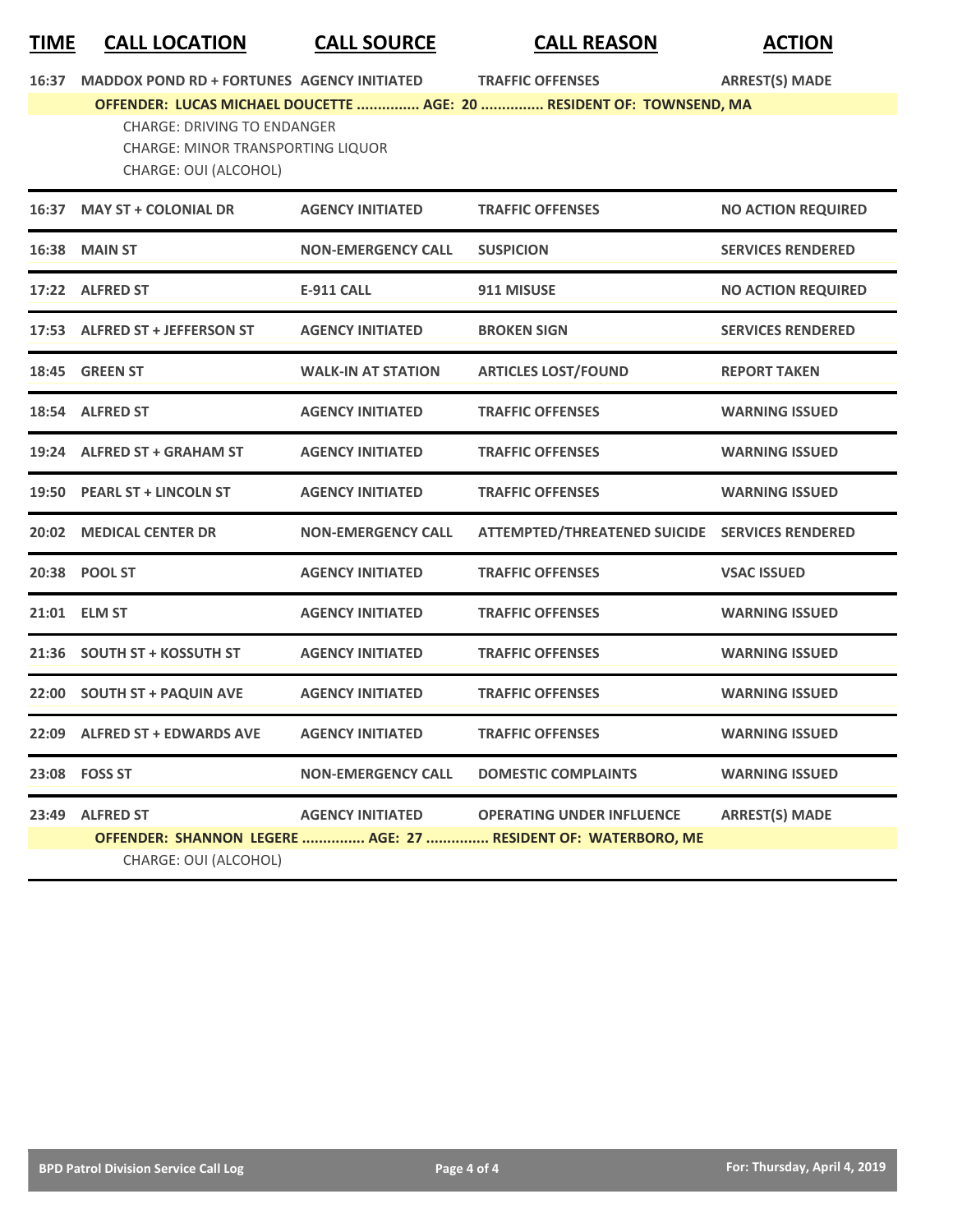| TIME | CALL LOCATION | CALL SOURCE | CALL REASON | ACTION |
|---|---|---|---|---|
| 16:37 | MADDOX POND RD + FORTUNES | AGENCY INITIATED | TRAFFIC OFFENSES | ARREST(S) MADE |
| | OFFENDER: LUCAS MICHAEL DOUCETTE ............... AGE: 20 ............... RESIDENT OF: TOWNSEND, MA | | | |
| | CHARGE: DRIVING TO ENDANGER<br>CHARGE: MINOR TRANSPORTING LIQUOR<br>CHARGE: OUI (ALCOHOL) | | | |
| 16:37 | MAY ST + COLONIAL DR | AGENCY INITIATED | TRAFFIC OFFENSES | NO ACTION REQUIRED |
| 16:38 | MAIN ST | NON-EMERGENCY CALL | SUSPICION | SERVICES RENDERED |
| 17:22 | ALFRED ST | E-911 CALL | 911 MISUSE | NO ACTION REQUIRED |
| 17:53 | ALFRED ST + JEFFERSON ST | AGENCY INITIATED | BROKEN SIGN | SERVICES RENDERED |
| 18:45 | GREEN ST | WALK-IN AT STATION | ARTICLES LOST/FOUND | REPORT TAKEN |
| 18:54 | ALFRED ST | AGENCY INITIATED | TRAFFIC OFFENSES | WARNING ISSUED |
| 19:24 | ALFRED ST + GRAHAM ST | AGENCY INITIATED | TRAFFIC OFFENSES | WARNING ISSUED |
| 19:50 | PEARL ST + LINCOLN ST | AGENCY INITIATED | TRAFFIC OFFENSES | WARNING ISSUED |
| 20:02 | MEDICAL CENTER DR | NON-EMERGENCY CALL | ATTEMPTED/THREATENED SUICIDE | SERVICES RENDERED |
| 20:38 | POOL ST | AGENCY INITIATED | TRAFFIC OFFENSES | VSAC ISSUED |
| 21:01 | ELM ST | AGENCY INITIATED | TRAFFIC OFFENSES | WARNING ISSUED |
| 21:36 | SOUTH ST + KOSSUTH ST | AGENCY INITIATED | TRAFFIC OFFENSES | WARNING ISSUED |
| 22:00 | SOUTH ST + PAQUIN AVE | AGENCY INITIATED | TRAFFIC OFFENSES | WARNING ISSUED |
| 22:09 | ALFRED ST + EDWARDS AVE | AGENCY INITIATED | TRAFFIC OFFENSES | WARNING ISSUED |
| 23:08 | FOSS ST | NON-EMERGENCY CALL | DOMESTIC COMPLAINTS | WARNING ISSUED |
| 23:49 | ALFRED ST | AGENCY INITIATED | OPERATING UNDER INFLUENCE | ARREST(S) MADE |
| | OFFENDER: SHANNON LEGERE ............... AGE: 27 ............... RESIDENT OF: WATERBORO, ME | | | |
| | CHARGE: OUI (ALCOHOL) | | | |